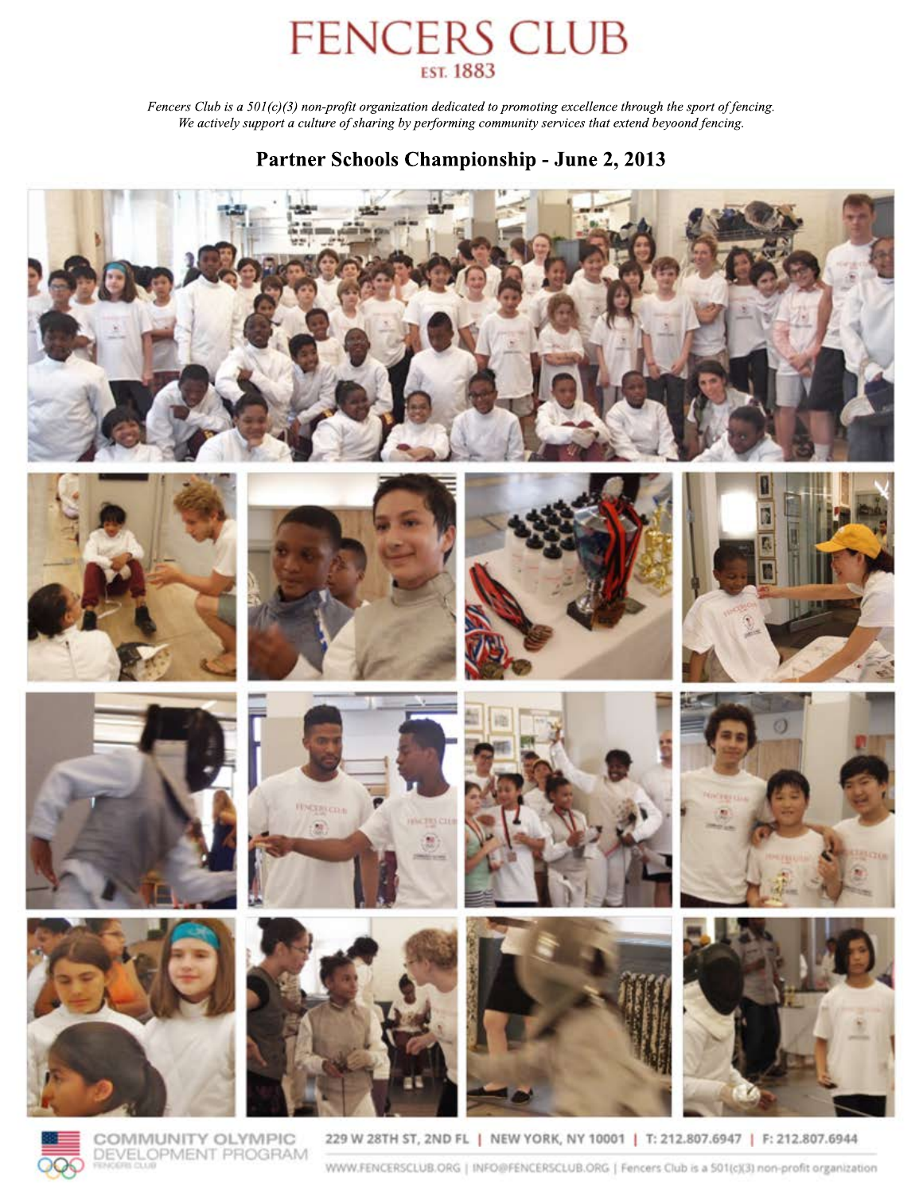# FENCERS CLUB

EST. 1883

*Fencers Club is a 501(c)(3) non-profit organization dedicated to promoting excellence through the sport of fencing.*
*We actively support a culture of sharing by performing community services that extend beyoond fencing.*

## Partner Schools Championship - June 2, 2013

COMMUNITY OLYMPIC DEVELOPMENT PROGRAM
FENCERS CLUB

229 W 28TH ST, 2ND FL | NEW YORK, NY 10001 | T: 212.807.6947 | F: 212.807.6944

WWW.FENCERSCLUB.ORG | INFO@FENCERSCLUB.ORG | Fencers Club is a 501(c)(3) non-profit organization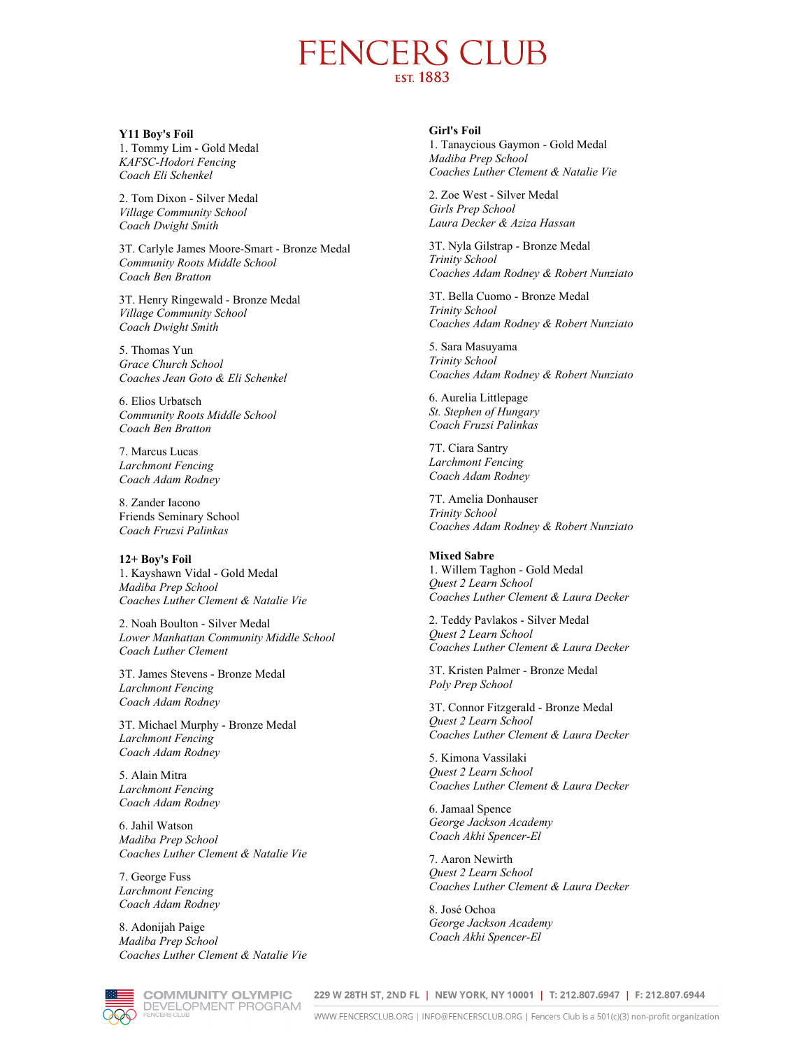# FENCERS CLUB

EST. 1883

**Y11 Boy's Foil**

1. Tommy Lim - Gold Medal
*KAFSC-Hodori Fencing*
*Coach Eli Schenkel*

2. Tom Dixon - Silver Medal
*Village Community School*
*Coach Dwight Smith*

3T. Carlyle James Moore-Smart - Bronze Medal
*Community Roots Middle School*
*Coach Ben Bratton*

3T. Henry Ringewald - Bronze Medal
*Village Community School*
*Coach Dwight Smith*

5. Thomas Yun
*Grace Church School*
*Coaches Jean Goto & Eli Schenkel*

6. Elios Urbatsch
*Community Roots Middle School*
*Coach Ben Bratton*

7. Marcus Lucas
*Larchmont Fencing*
*Coach Adam Rodney*

8. Zander Iacono
Friends Seminary School
*Coach Fruzsi Palinkas*

**12+ Boy's Foil**

1. Kayshawn Vidal - Gold Medal
*Madiba Prep School*
*Coaches Luther Clement & Natalie Vie*

2. Noah Boulton - Silver Medal
*Lower Manhattan Community Middle School*
*Coach Luther Clement*

3T. James Stevens - Bronze Medal
*Larchmont Fencing*
*Coach Adam Rodney*

3T. Michael Murphy - Bronze Medal
*Larchmont Fencing*
*Coach Adam Rodney*

5. Alain Mitra
*Larchmont Fencing*
*Coach Adam Rodney*

6. Jahil Watson
*Madiba Prep School*
*Coaches Luther Clement & Natalie Vie*

7. George Fuss
*Larchmont Fencing*
*Coach Adam Rodney*

8. Adonijah Paige
*Madiba Prep School*
*Coaches Luther Clement & Natalie Vie*

**Girl's Foil**

1. Tanacious Gaymon - Gold Medal
*Madiba Prep School*
*Coaches Luther Clement & Natalie Vie*

2. Zoe West - Silver Medal
*Girls Prep School*
*Laura Decker & Aziza Hassan*

3T. Nyla Gilstrap - Bronze Medal
*Trinity School*
*Coaches Adam Rodney & Robert Nunziato*

3T. Bella Cuomo - Bronze Medal
*Trinity School*
*Coaches Adam Rodney & Robert Nunziato*

5. Sara Masuyama
*Trinity School*
*Coaches Adam Rodney & Robert Nunziato*

6. Aurelia Littlepage
*St. Stephen of Hungary*
*Coach Fruzsi Palinkas*

7T. Ciara Santry
*Larchmont Fencing*
*Coach Adam Rodney*

7T. Amelia Donhauser
*Trinity School*
*Coaches Adam Rodney & Robert Nunziato*

**Mixed Sabre**

1. Willem Taghon - Gold Medal
*Quest 2 Learn School*
*Coaches Luther Clement & Laura Decker*

2. Teddy Pavlakos - Silver Medal
*Quest 2 Learn School*
*Coaches Luther Clement & Laura Decker*

3T. Kristen Palmer - Bronze Medal
*Poly Prep School*

3T. Connor Fitzgerald - Bronze Medal
*Quest 2 Learn School*
*Coaches Luther Clement & Laura Decker*

5. Kimona Vassilaki
*Quest 2 Learn School*
*Coaches Luther Clement & Laura Decker*

6. Jamaal Spence
*George Jackson Academy*
*Coach Akhi Spencer-El*

7. Aaron Newirth
*Quest 2 Learn School*
*Coaches Luther Clement & Laura Decker*

8. José Ochoa
*George Jackson Academy*
*Coach Akhi Spencer-El*

COMMUNITY OLYMPIC DEVELOPMENT PROGRAM
FENCERS CLUB

229 W 28TH ST, 2ND FL | NEW YORK, NY 10001 | T: 212.807.6947 | F: 212.807.6944

WWW.FENCERSCLUB.ORG | INFO@FENCERSCLUB.ORG | Fencers Club is a 501(c)(3) non-profit organization